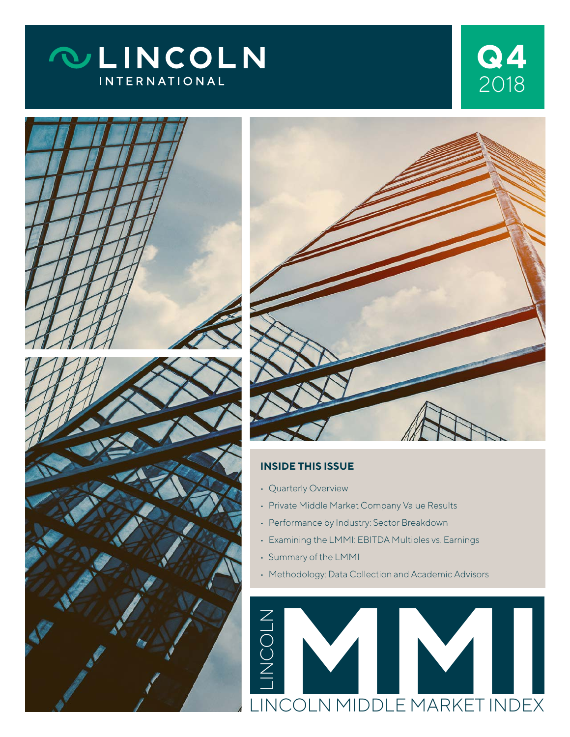# LINCOLN INTERNATIONAL

**Q4 2018**

### INSIDE THIS ISSUE

- Quarterly Overview
- Private Middle Market Company Value Results
- Performance by Industry: Sector Breakdown
- Examining the LMMI: EBITDA Multiples vs. Earnings
- Summary of the LMMI
- Methodology: Data Collection and Academic Advisors

# LINCOLN MMI

## LINCOLN MIDDLE MARKET INDEX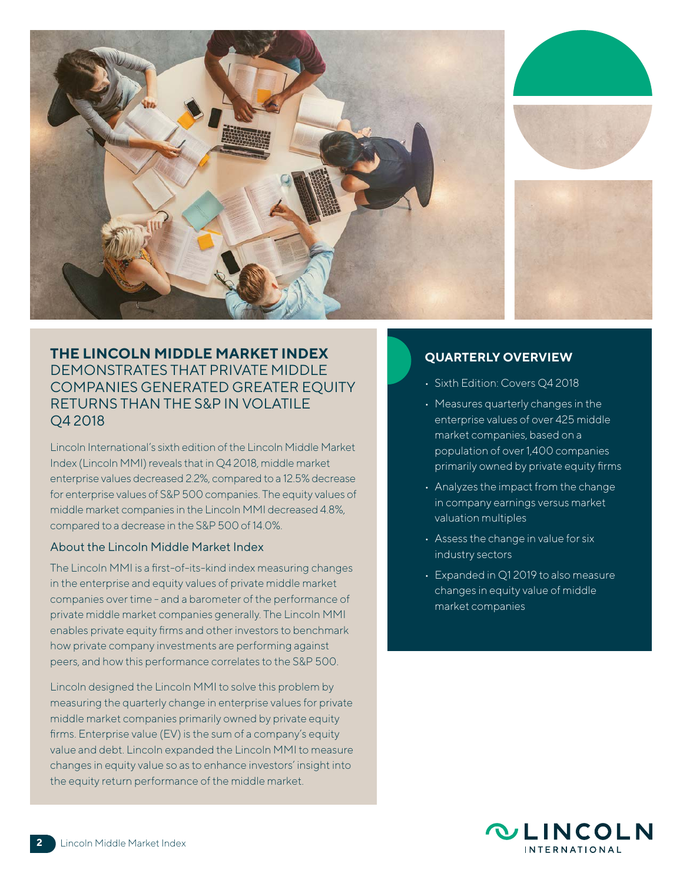# THE LINCOLN MIDDLE MARKET INDEX DEMONSTRATES THAT PRIVATE MIDDLE COMPANIES GENERATED GREATER EQUITY RETURNS THAN THE S&P IN VOLATILE Q4 2018

Lincoln International's sixth edition of the Lincoln Middle Market Index (Lincoln MMI) reveals that in Q4 2018, middle market enterprise values decreased 2.2%, compared to a 12.5% decrease for enterprise values of S&P 500 companies. The equity values of middle market companies in the Lincoln MMI decreased 4.8%, compared to a decrease in the S&P 500 of 14.0%.

## About the Lincoln Middle Market Index

The Lincoln MMI is a first-of-its-kind index measuring changes in the enterprise and equity values of private middle market companies over time - and a barometer of the performance of private middle market companies generally. The Lincoln MMI enables private equity firms and other investors to benchmark how private company investments are performing against peers, and how this performance correlates to the S&P 500.

Lincoln designed the Lincoln MMI to solve this problem by measuring the quarterly change in enterprise values for private middle market companies primarily owned by private equity firms. Enterprise value (EV) is the sum of a company's equity value and debt. Lincoln expanded the Lincoln MMI to measure changes in equity value so as to enhance investors' insight into the equity return performance of the middle market.

## QUARTERLY OVERVIEW

- Sixth Edition: Covers Q4 2018
- Measures quarterly changes in the enterprise values of over 425 middle market companies, based on a population of over 1,400 companies primarily owned by private equity firms
- Analyzes the impact from the change in company earnings versus market valuation multiples
- Assess the change in value for six industry sectors
- Expanded in Q1 2019 to also measure changes in equity value of middle market companies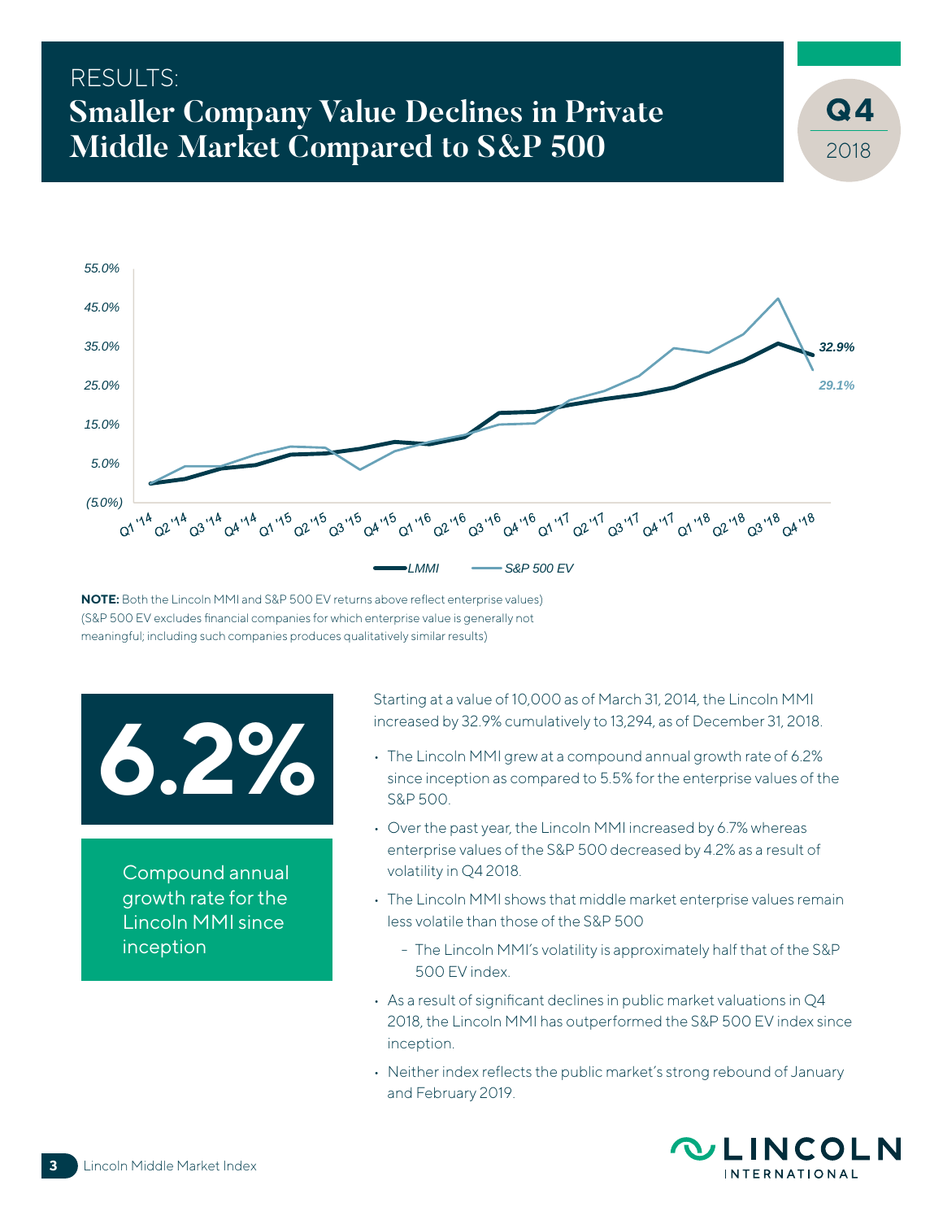RESULTS:

# Smaller Company Value Declines in Private Middle Market Compared to S&P 500

**Q4** 2018

**NOTE:** Both the Lincoln MMI and S&P 500 EV returns above reflect enterprise values) (S&P 500 EV excludes financial companies for which enterprise value is generally not meaningful; including such companies produces qualitatively similar results)

# 6.2%

Compound annual growth rate for the Lincoln MMI since inception

Starting at a value of 10,000 as of March 31, 2014, the Lincoln MMI increased by 32.9% cumulatively to 13,294, as of December 31, 2018.

- The Lincoln MMI grew at a compound annual growth rate of 6.2% since inception as compared to 5.5% for the enterprise values of the S&P 500.
- Over the past year, the Lincoln MMI increased by 6.7% whereas enterprise values of the S&P 500 decreased by 4.2% as a result of volatility in Q4 2018.
- The Lincoln MMI shows that middle market enterprise values remain less volatile than those of the S&P 500
  - The Lincoln MMI's volatility is approximately half that of the S&P 500 EV index.
- As a result of significant declines in public market valuations in Q4 2018, the Lincoln MMI has outperformed the S&P 500 EV index since inception.
- Neither index reflects the public market's strong rebound of January and February 2019.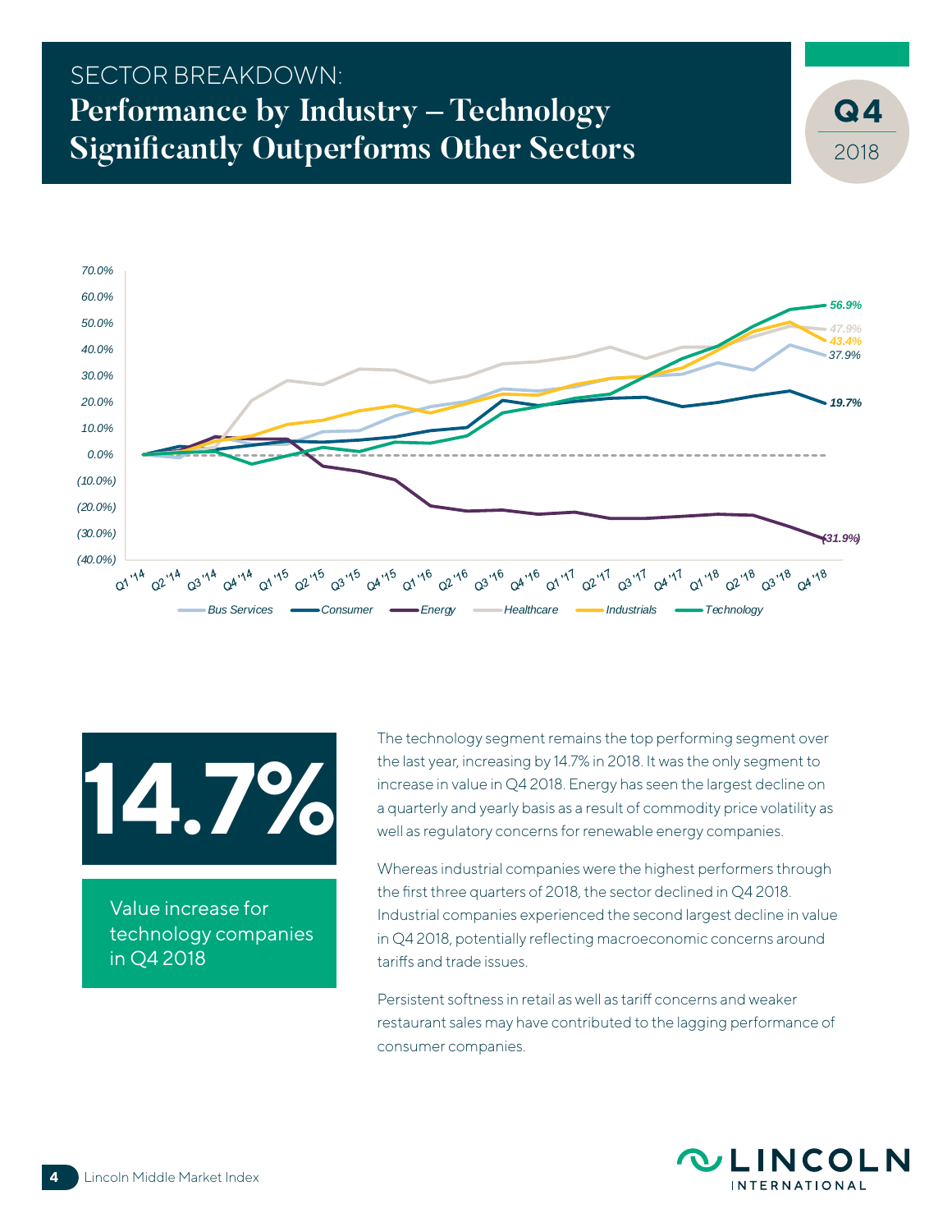SECTOR BREAKDOWN:

# Performance by Industry – Technology Significantly Outperforms Other Sectors

**Q4** 2018

70.0%
60.0%
50.0%
40.0%
30.0%
20.0%
10.0%
0.0%
(10.0%)
(20.0%)
(30.0%)
(40.0%)

Q1 '14 Q2 '14 Q3 '14 Q4 '14 Q1 '15 Q2 '15 Q3 '15 Q4 '15 Q1 '16 Q2 '16 Q3 '16 Q4 '16 Q1 '17 Q2 '17 Q3 '17 Q4 '17 Q1 '18 Q2 '18 Q3 '18 Q4 '18

56.9%
47.9%
43.4%
37.9%
19.7%
(31.9%)

Bus Services, Consumer, Energy, Healthcare, Industrials, Technology

**14.7%**

Value increase for technology companies in Q4 2018

The technology segment remains the top performing segment over the last year, increasing by 14.7% in 2018. It was the only segment to increase in value in Q4 2018. Energy has seen the largest decline on a quarterly and yearly basis as a result of commodity price volatility as well as regulatory concerns for renewable energy companies.

Whereas industrial companies were the highest performers through the first three quarters of 2018, the sector declined in Q4 2018. Industrial companies experienced the second largest decline in value in Q4 2018, potentially reflecting macroeconomic concerns around tariffs and trade issues.

Persistent softness in retail as well as tariff concerns and weaker restaurant sales may have contributed to the lagging performance of consumer companies.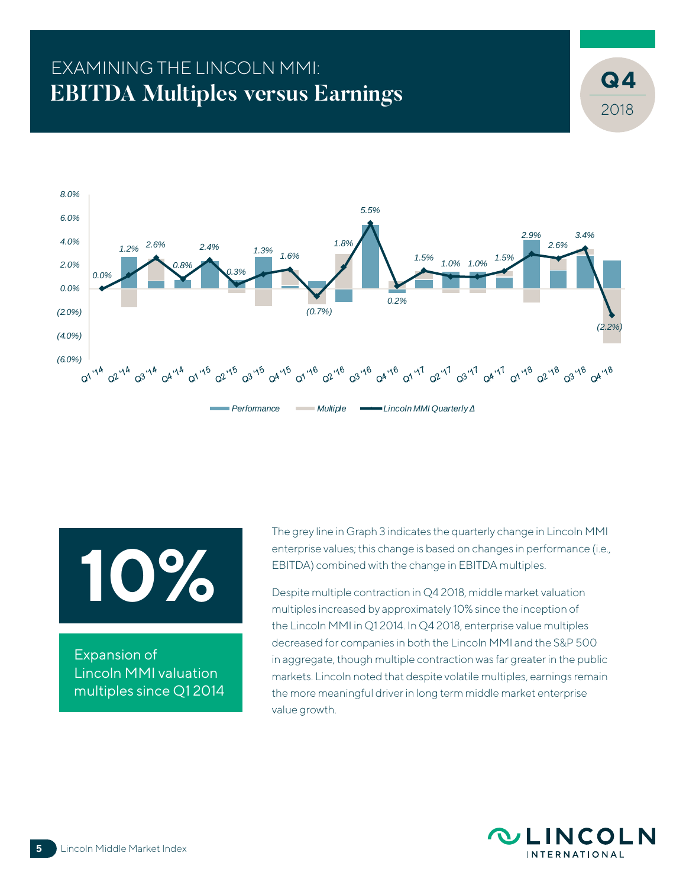# EXAMINING THE LINCOLN MMI:
## EBITDA Multiples versus Earnings

**Q4** 2018

| Quarter | Lincoln MMI Quarterly Δ |
|---|---|
| Q1 '14 | 0.0% |
| Q2 '14 | 1.2% |
| Q3 '14 | 2.6% |
| Q4 '14 | 0.8% |
| Q1 '15 | 2.4% |
| Q2 '15 | 0.3% |
| Q3 '15 | 1.3% |
| Q4 '15 | 1.6% |
| Q1 '16 | (0.7%) |
| Q2 '16 | 1.8% |
| Q3 '16 | 5.5% |
| Q4 '16 | 0.2% |
| Q1 '17 | 1.5% |
| Q2 '17 | 1.0% |
| Q3 '17 | 1.0% |
| Q4 '17 | 1.5% |
| Q1 '18 | 2.9% |
| Q2 '18 | 2.6% |
| Q3 '18 | 3.4% |
| Q4 '18 | (2.2%) |

Performance | Multiple | Lincoln MMI Quarterly Δ

# 10%

Expansion of Lincoln MMI valuation multiples since Q1 2014

The grey line in Graph 3 indicates the quarterly change in Lincoln MMI enterprise values; this change is based on changes in performance (i.e., EBITDA) combined with the change in EBITDA multiples.

Despite multiple contraction in Q4 2018, middle market valuation multiples increased by approximately 10% since the inception of the Lincoln MMI in Q1 2014. In Q4 2018, enterprise value multiples decreased for companies in both the Lincoln MMI and the S&P 500 in aggregate, though multiple contraction was far greater in the public markets. Lincoln noted that despite volatile multiples, earnings remain the more meaningful driver in long term middle market enterprise value growth.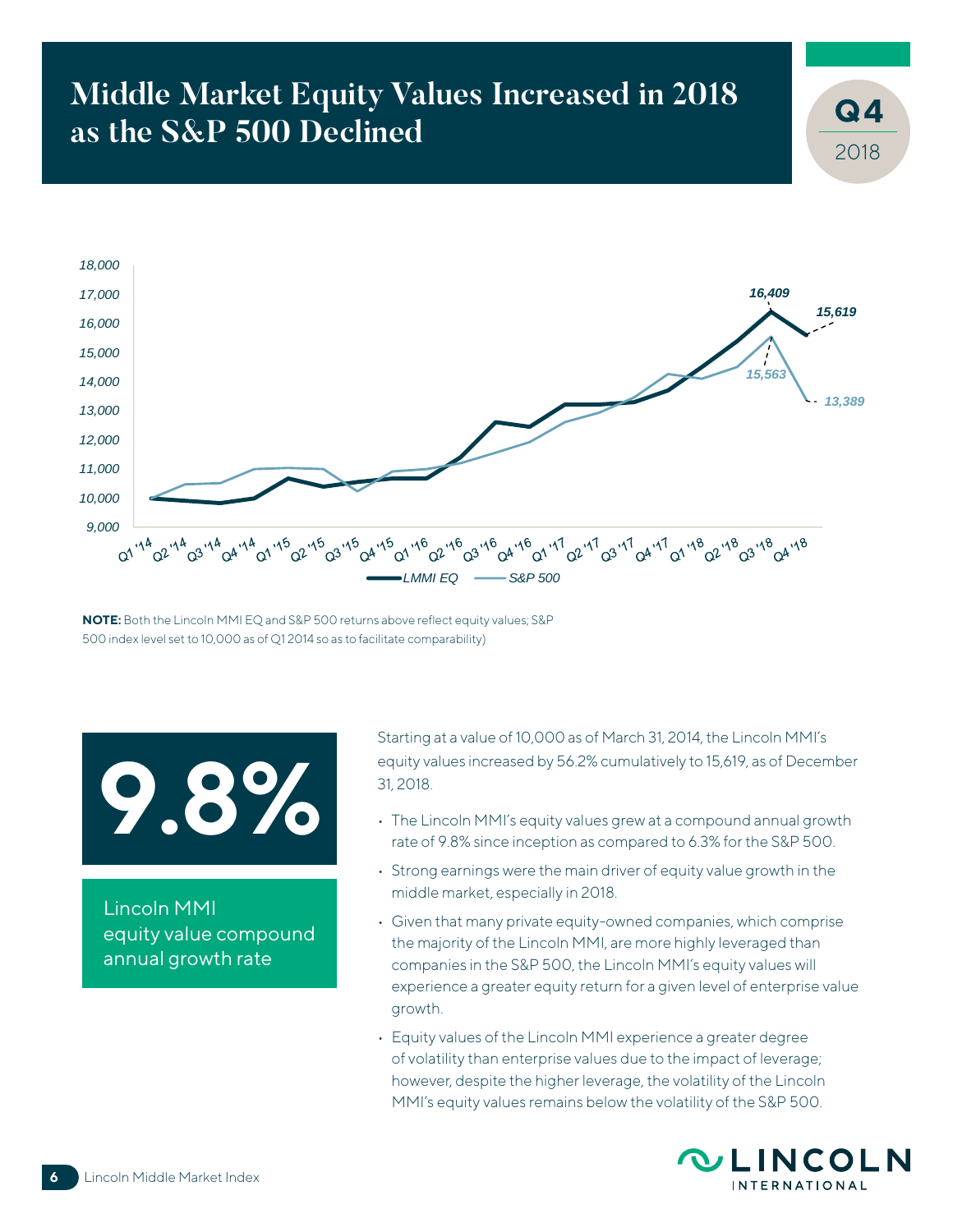# Middle Market Equity Values Increased in 2018 as the S&P 500 Declined

**Q4** 2018

**NOTE:** Both the Lincoln MMI EQ and S&P 500 returns above reflect equity values; S&P 500 index level set to 10,000 as of Q1 2014 so as to facilitate comparability)

**9.8%**

Lincoln MMI equity value compound annual growth rate

Starting at a value of 10,000 as of March 31, 2014, the Lincoln MMI's equity values increased by 56.2% cumulatively to 15,619, as of December 31, 2018.

- The Lincoln MMI's equity values grew at a compound annual growth rate of 9.8% since inception as compared to 6.3% for the S&P 500.
- Strong earnings were the main driver of equity value growth in the middle market, especially in 2018.
- Given that many private equity-owned companies, which comprise the majority of the Lincoln MMI, are more highly leveraged than companies in the S&P 500, the Lincoln MMI's equity values will experience a greater equity return for a given level of enterprise value growth.
- Equity values of the Lincoln MMI experience a greater degree of volatility than enterprise values due to the impact of leverage; however, despite the higher leverage, the volatility of the Lincoln MMI's equity values remains below the volatility of the S&P 500.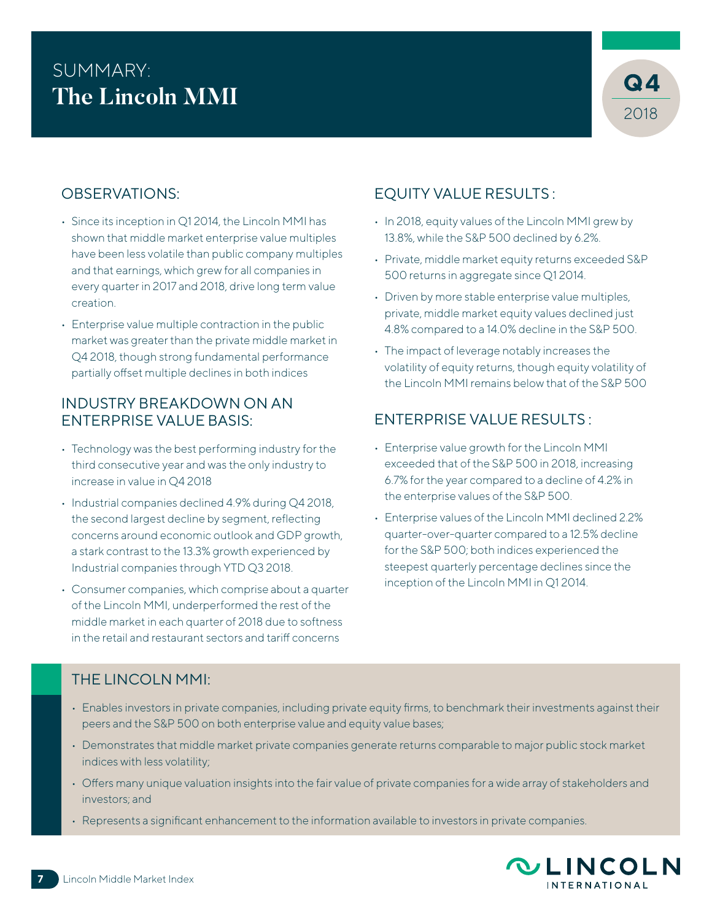# SUMMARY: The Lincoln MMI

Q4 2018

## OBSERVATIONS:

- Since its inception in Q1 2014, the Lincoln MMI has shown that middle market enterprise value multiples have been less volatile than public company multiples and that earnings, which grew for all companies in every quarter in 2017 and 2018, drive long term value creation.
- Enterprise value multiple contraction in the public market was greater than the private middle market in Q4 2018, though strong fundamental performance partially offset multiple declines in both indices

## INDUSTRY BREAKDOWN ON AN ENTERPRISE VALUE BASIS:

- Technology was the best performing industry for the third consecutive year and was the only industry to increase in value in Q4 2018
- Industrial companies declined 4.9% during Q4 2018, the second largest decline by segment, reflecting concerns around economic outlook and GDP growth, a stark contrast to the 13.3% growth experienced by Industrial companies through YTD Q3 2018.
- Consumer companies, which comprise about a quarter of the Lincoln MMI, underperformed the rest of the middle market in each quarter of 2018 due to softness in the retail and restaurant sectors and tariff concerns

## EQUITY VALUE RESULTS :

- In 2018, equity values of the Lincoln MMI grew by 13.8%, while the S&P 500 declined by 6.2%.
- Private, middle market equity returns exceeded S&P 500 returns in aggregate since Q1 2014.
- Driven by more stable enterprise value multiples, private, middle market equity values declined just 4.8% compared to a 14.0% decline in the S&P 500.
- The impact of leverage notably increases the volatility of equity returns, though equity volatility of the Lincoln MMI remains below that of the S&P 500

## ENTERPRISE VALUE RESULTS :

- Enterprise value growth for the Lincoln MMI exceeded that of the S&P 500 in 2018, increasing 6.7% for the year compared to a decline of 4.2% in the enterprise values of the S&P 500.
- Enterprise values of the Lincoln MMI declined 2.2% quarter-over-quarter compared to a 12.5% decline for the S&P 500; both indices experienced the steepest quarterly percentage declines since the inception of the Lincoln MMI in Q1 2014.

## THE LINCOLN MMI:

- Enables investors in private companies, including private equity firms, to benchmark their investments against their peers and the S&P 500 on both enterprise value and equity value bases;
- Demonstrates that middle market private companies generate returns comparable to major public stock market indices with less volatility;
- Offers many unique valuation insights into the fair value of private companies for a wide array of stakeholders and investors; and
- Represents a significant enhancement to the information available to investors in private companies.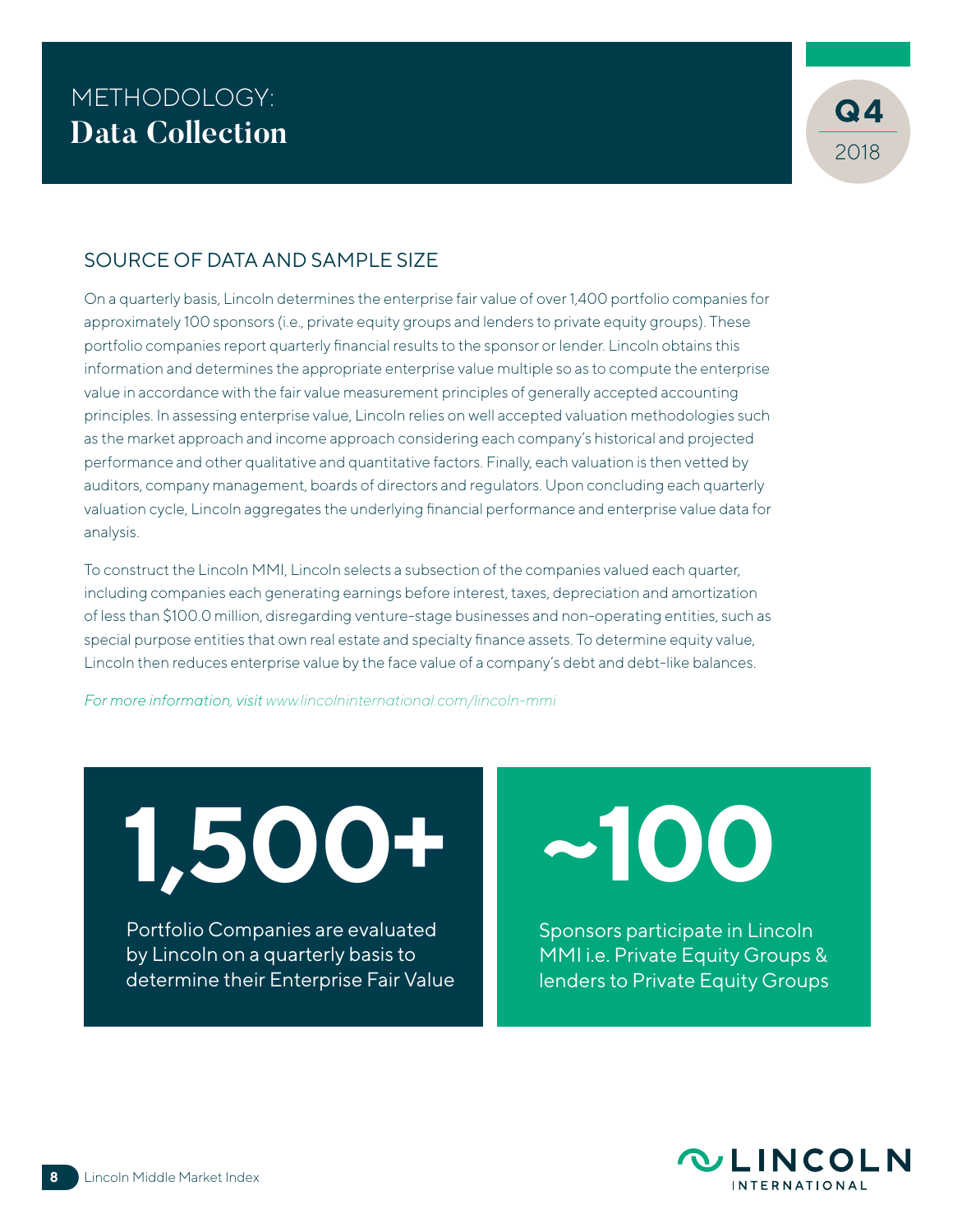# METHODOLOGY: Data Collection

Q4 2018

## SOURCE OF DATA AND SAMPLE SIZE

On a quarterly basis, Lincoln determines the enterprise fair value of over 1,400 portfolio companies for approximately 100 sponsors (i.e., private equity groups and lenders to private equity groups). These portfolio companies report quarterly financial results to the sponsor or lender. Lincoln obtains this information and determines the appropriate enterprise value multiple so as to compute the enterprise value in accordance with the fair value measurement principles of generally accepted accounting principles. In assessing enterprise value, Lincoln relies on well accepted valuation methodologies such as the market approach and income approach considering each company's historical and projected performance and other qualitative and quantitative factors. Finally, each valuation is then vetted by auditors, company management, boards of directors and regulators. Upon concluding each quarterly valuation cycle, Lincoln aggregates the underlying financial performance and enterprise value data for analysis.

To construct the Lincoln MMI, Lincoln selects a subsection of the companies valued each quarter, including companies each generating earnings before interest, taxes, depreciation and amortization of less than $100.0 million, disregarding venture-stage businesses and non-operating entities, such as special purpose entities that own real estate and specialty finance assets. To determine equity value, Lincoln then reduces enterprise value by the face value of a company's debt and debt-like balances.

*For more information, visit www.lincolninternational.com/lincoln-mmi*

**1,500+**

Portfolio Companies are evaluated by Lincoln on a quarterly basis to determine their Enterprise Fair Value

**~100**

Sponsors participate in Lincoln MMI i.e. Private Equity Groups & lenders to Private Equity Groups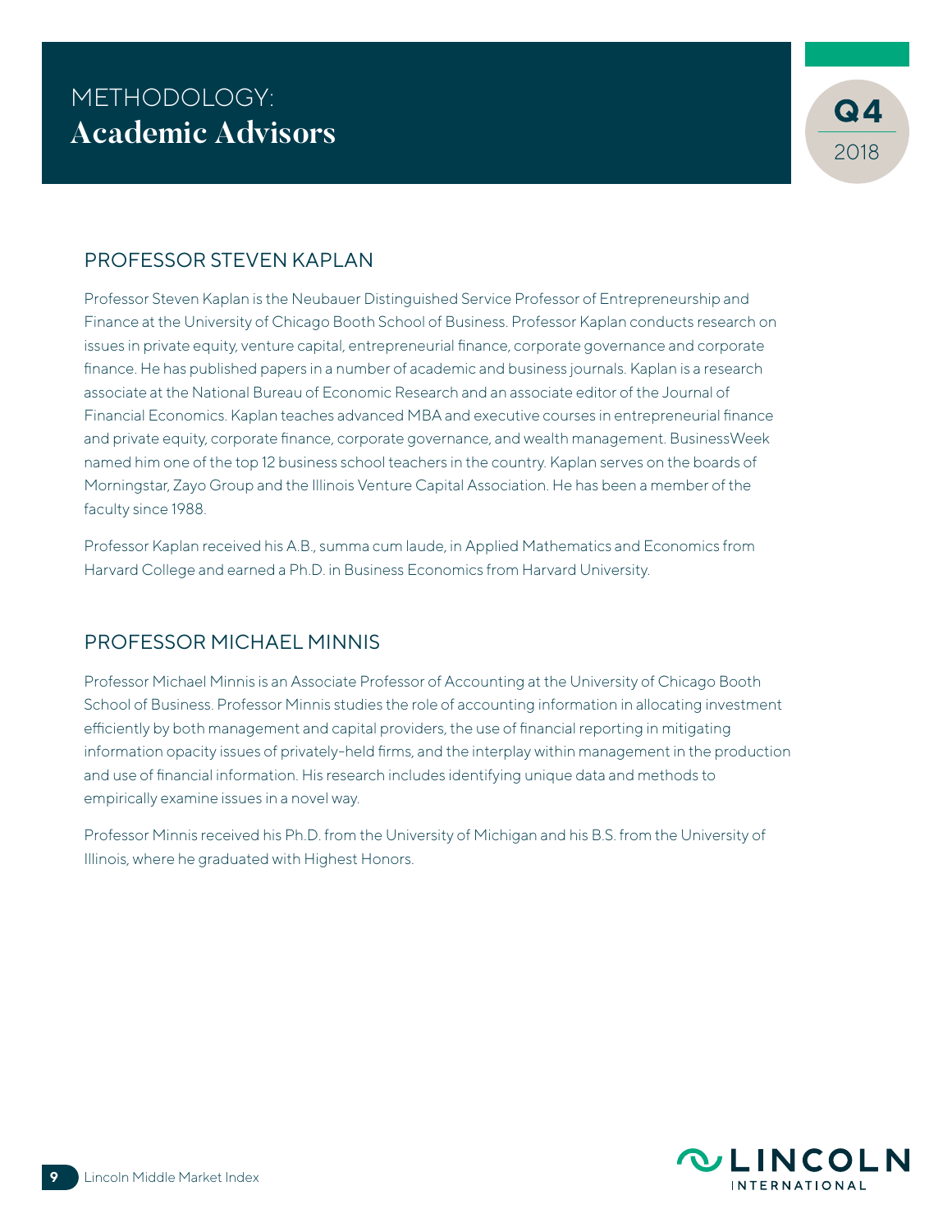# METHODOLOGY: Academic Advisors

## PROFESSOR STEVEN KAPLAN

Professor Steven Kaplan is the Neubauer Distinguished Service Professor of Entrepreneurship and Finance at the University of Chicago Booth School of Business. Professor Kaplan conducts research on issues in private equity, venture capital, entrepreneurial finance, corporate governance and corporate finance. He has published papers in a number of academic and business journals. Kaplan is a research associate at the National Bureau of Economic Research and an associate editor of the Journal of Financial Economics. Kaplan teaches advanced MBA and executive courses in entrepreneurial finance and private equity, corporate finance, corporate governance, and wealth management. BusinessWeek named him one of the top 12 business school teachers in the country. Kaplan serves on the boards of Morningstar, Zayo Group and the Illinois Venture Capital Association. He has been a member of the faculty since 1988.

Professor Kaplan received his A.B., summa cum laude, in Applied Mathematics and Economics from Harvard College and earned a Ph.D. in Business Economics from Harvard University.

## PROFESSOR MICHAEL MINNIS

Professor Michael Minnis is an Associate Professor of Accounting at the University of Chicago Booth School of Business. Professor Minnis studies the role of accounting information in allocating investment efficiently by both management and capital providers, the use of financial reporting in mitigating information opacity issues of privately-held firms, and the interplay within management in the production and use of financial information. His research includes identifying unique data and methods to empirically examine issues in a novel way.

Professor Minnis received his Ph.D. from the University of Michigan and his B.S. from the University of Illinois, where he graduated with Highest Honors.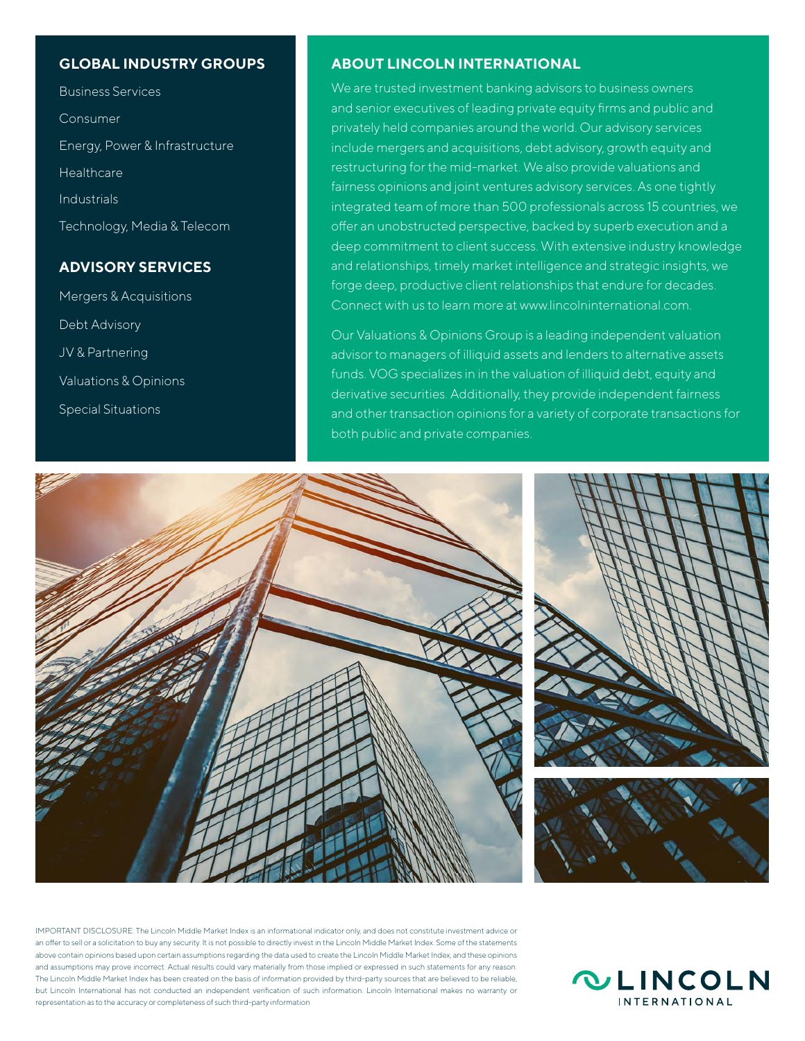## GLOBAL INDUSTRY GROUPS

Business Services

Consumer

Energy, Power & Infrastructure

Healthcare

Industrials

Technology, Media & Telecom

## ADVISORY SERVICES

Mergers & Acquisitions

Debt Advisory

JV & Partnering

Valuations & Opinions

Special Situations

## ABOUT LINCOLN INTERNATIONAL

We are trusted investment banking advisors to business owners and senior executives of leading private equity firms and public and privately held companies around the world. Our advisory services include mergers and acquisitions, debt advisory, growth equity and restructuring for the mid-market. We also provide valuations and fairness opinions and joint ventures advisory services. As one tightly integrated team of more than 500 professionals across 15 countries, we offer an unobstructed perspective, backed by superb execution and a deep commitment to client success. With extensive industry knowledge and relationships, timely market intelligence and strategic insights, we forge deep, productive client relationships that endure for decades. Connect with us to learn more at www.lincolninternational.com.

Our Valuations & Opinions Group is a leading independent valuation advisor to managers of illiquid assets and lenders to alternative assets funds. VOG specializes in in the valuation of illiquid debt, equity and derivative securities. Additionally, they provide independent fairness and other transaction opinions for a variety of corporate transactions for both public and private companies.

IMPORTANT DISCLOSURE. The Lincoln Middle Market Index is an informational indicator only, and does not constitute investment advice or an offer to sell or a solicitation to buy any security. It is not possible to directly invest in the Lincoln Middle Market Index. Some of the statements above contain opinions based upon certain assumptions regarding the data used to create the Lincoln Middle Market Index, and these opinions and assumptions may prove incorrect. Actual results could vary materially from those implied or expressed in such statements for any reason. The Lincoln Middle Market Index has been created on the basis of information provided by third-party sources that are believed to be reliable, but Lincoln International has not conducted an independent verification of such information. Lincoln International makes no warranty or representation as to the accuracy or completeness of such third-party information

LINCOLN INTERNATIONAL